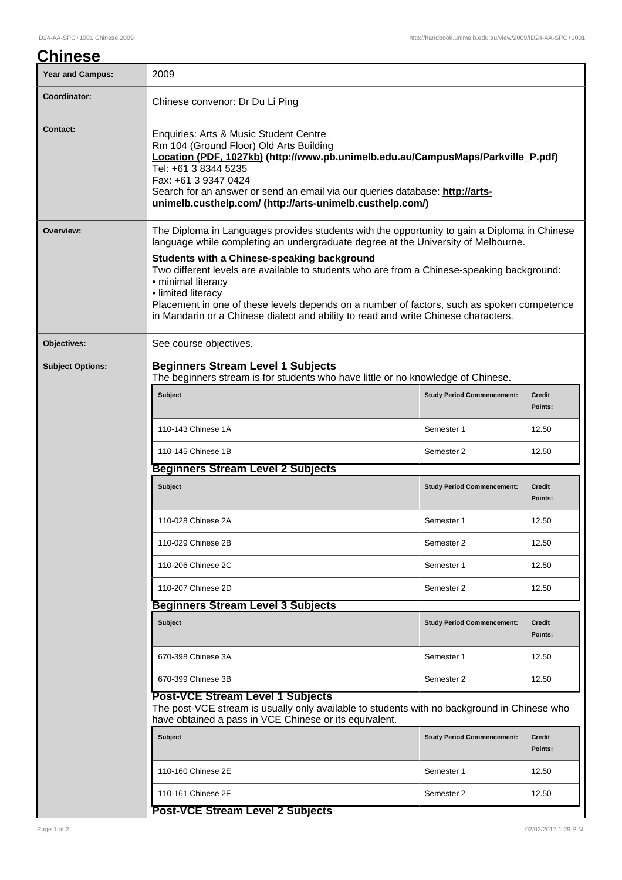# Chinese

| Year and Campus: | 2009 |
|---|---|
| Coordinator: | Chinese convenor: Dr Du Li Ping |
| Contact: | Enquiries: Arts & Music Student Centre<br>Rm 104 (Ground Floor) Old Arts Building<br>**Location (PDF, 1027kb) (http://www.pb.unimelb.edu.au/CampusMaps/Parkville_P.pdf)**<br>Tel: +61 3 8344 5235<br>Fax: +61 3 9347 0424<br>Search for an answer or send an email via our queries database: **http://arts-unimelb.custhelp.com/ (http://arts-unimelb.custhelp.com/)** |
| Overview: | The Diploma in Languages provides students with the opportunity to gain a Diploma in Chinese language while completing an undergraduate degree at the University of Melbourne.<br>**Students with a Chinese-speaking background**<br>Two different levels are available to students who are from a Chinese-speaking background:<br>• minimal literacy<br>• limited literacy<br>Placement in one of these levels depends on a number of factors, such as spoken competence in Mandarin or a Chinese dialect and ability to read and write Chinese characters. |
| Objectives: | See course objectives. |

## Subject Options:

### Beginners Stream Level 1 Subjects

The beginners stream is for students who have little or no knowledge of Chinese.

| Subject | Study Period Commencement: | Credit Points: |
|---|---|---|
| 110-143 Chinese 1A | Semester 1 | 12.50 |
| 110-145 Chinese 1B | Semester 2 | 12.50 |

### Beginners Stream Level 2 Subjects

| Subject | Study Period Commencement: | Credit Points: |
|---|---|---|
| 110-028 Chinese 2A | Semester 1 | 12.50 |
| 110-029 Chinese 2B | Semester 2 | 12.50 |
| 110-206 Chinese 2C | Semester 1 | 12.50 |
| 110-207 Chinese 2D | Semester 2 | 12.50 |

### Beginners Stream Level 3 Subjects

| Subject | Study Period Commencement: | Credit Points: |
|---|---|---|
| 670-398 Chinese 3A | Semester 1 | 12.50 |
| 670-399 Chinese 3B | Semester 2 | 12.50 |

### Post-VCE Stream Level 1 Subjects

The post-VCE stream is usually only available to students with no background in Chinese who have obtained a pass in VCE Chinese or its equivalent.

| Subject | Study Period Commencement: | Credit Points: |
|---|---|---|
| 110-160 Chinese 2E | Semester 1 | 12.50 |
| 110-161 Chinese 2F | Semester 2 | 12.50 |

### Post-VCE Stream Level 2 Subjects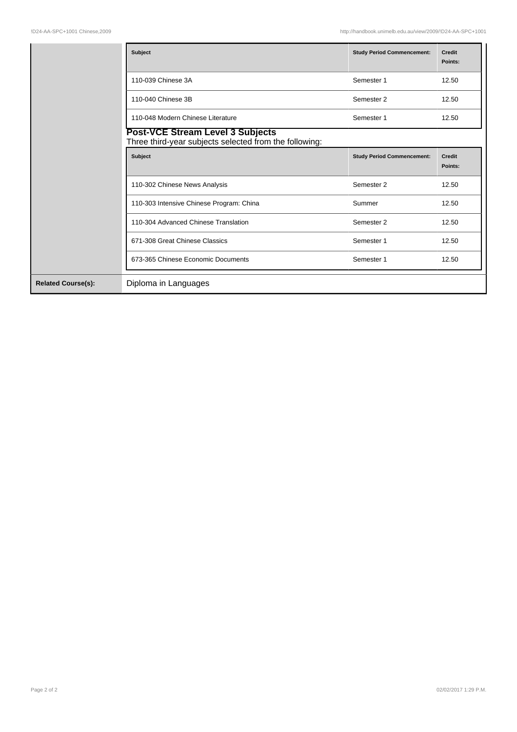| Subject | Study Period Commencement: | Credit Points: |
| --- | --- | --- |
| 110-039 Chinese 3A | Semester 1 | 12.50 |
| 110-040 Chinese 3B | Semester 2 | 12.50 |
| 110-048 Modern Chinese Literature | Semester 1 | 12.50 |

### Post-VCE Stream Level 3 Subjects

Three third-year subjects selected from the following:

| Subject | Study Period Commencement: | Credit Points: |
| --- | --- | --- |
| 110-302 Chinese News Analysis | Semester 2 | 12.50 |
| 110-303 Intensive Chinese Program: China | Summer | 12.50 |
| 110-304 Advanced Chinese Translation | Semester 2 | 12.50 |
| 671-308 Great Chinese Classics | Semester 1 | 12.50 |
| 673-365 Chinese Economic Documents | Semester 1 | 12.50 |

**Related Course(s):** Diploma in Languages